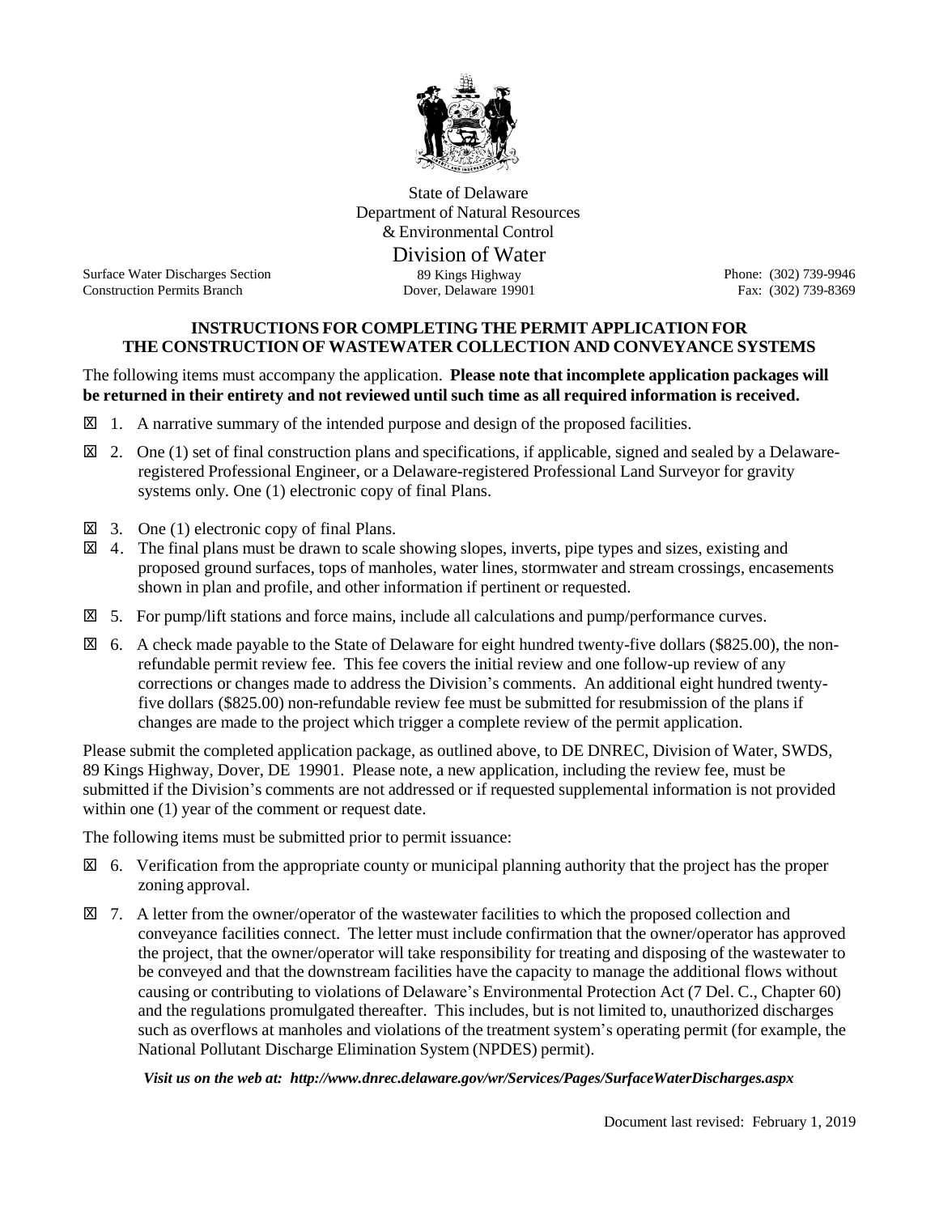State of Delaware
Department of Natural Resources
& Environmental Control

Division of Water

Surface Water Discharges Section
Construction Permits Branch

89 Kings Highway
Dover, Delaware 19901

Phone: (302) 739-9946
Fax: (302) 739-8369

## INSTRUCTIONS FOR COMPLETING THE PERMIT APPLICATION FOR THE CONSTRUCTION OF WASTEWATER COLLECTION AND CONVEYANCE SYSTEMS

The following items must accompany the application. **Please note that incomplete application packages will be returned in their entirety and not reviewed until such time as all required information is received.**

☒ 1. A narrative summary of the intended purpose and design of the proposed facilities.

☒ 2. One (1) set of final construction plans and specifications, if applicable, signed and sealed by a Delaware-registered Professional Engineer, or a Delaware-registered Professional Land Surveyor for gravity systems only. One (1) electronic copy of final Plans.

☒ 3. One (1) electronic copy of final Plans.

☒ 4. The final plans must be drawn to scale showing slopes, inverts, pipe types and sizes, existing and proposed ground surfaces, tops of manholes, water lines, stormwater and stream crossings, encasements shown in plan and profile, and other information if pertinent or requested.

☒ 5. For pump/lift stations and force mains, include all calculations and pump/performance curves.

☒ 6. A check made payable to the State of Delaware for eight hundred twenty-five dollars ($825.00), the non-refundable permit review fee. This fee covers the initial review and one follow-up review of any corrections or changes made to address the Division's comments. An additional eight hundred twenty-five dollars ($825.00) non-refundable review fee must be submitted for resubmission of the plans if changes are made to the project which trigger a complete review of the permit application.

Please submit the completed application package, as outlined above, to DE DNREC, Division of Water, SWDS, 89 Kings Highway, Dover, DE 19901. Please note, a new application, including the review fee, must be submitted if the Division's comments are not addressed or if requested supplemental information is not provided within one (1) year of the comment or request date.

The following items must be submitted prior to permit issuance:

☒ 6. Verification from the appropriate county or municipal planning authority that the project has the proper zoning approval.

☒ 7. A letter from the owner/operator of the wastewater facilities to which the proposed collection and conveyance facilities connect. The letter must include confirmation that the owner/operator has approved the project, that the owner/operator will take responsibility for treating and disposing of the wastewater to be conveyed and that the downstream facilities have the capacity to manage the additional flows without causing or contributing to violations of Delaware's Environmental Protection Act (7 Del. C., Chapter 60) and the regulations promulgated thereafter. This includes, but is not limited to, unauthorized discharges such as overflows at manholes and violations of the treatment system's operating permit (for example, the National Pollutant Discharge Elimination System (NPDES) permit).

***Visit us on the web at: http://www.dnrec.delaware.gov/wr/Services/Pages/SurfaceWaterDischarges.aspx***

Document last revised: February 1, 2019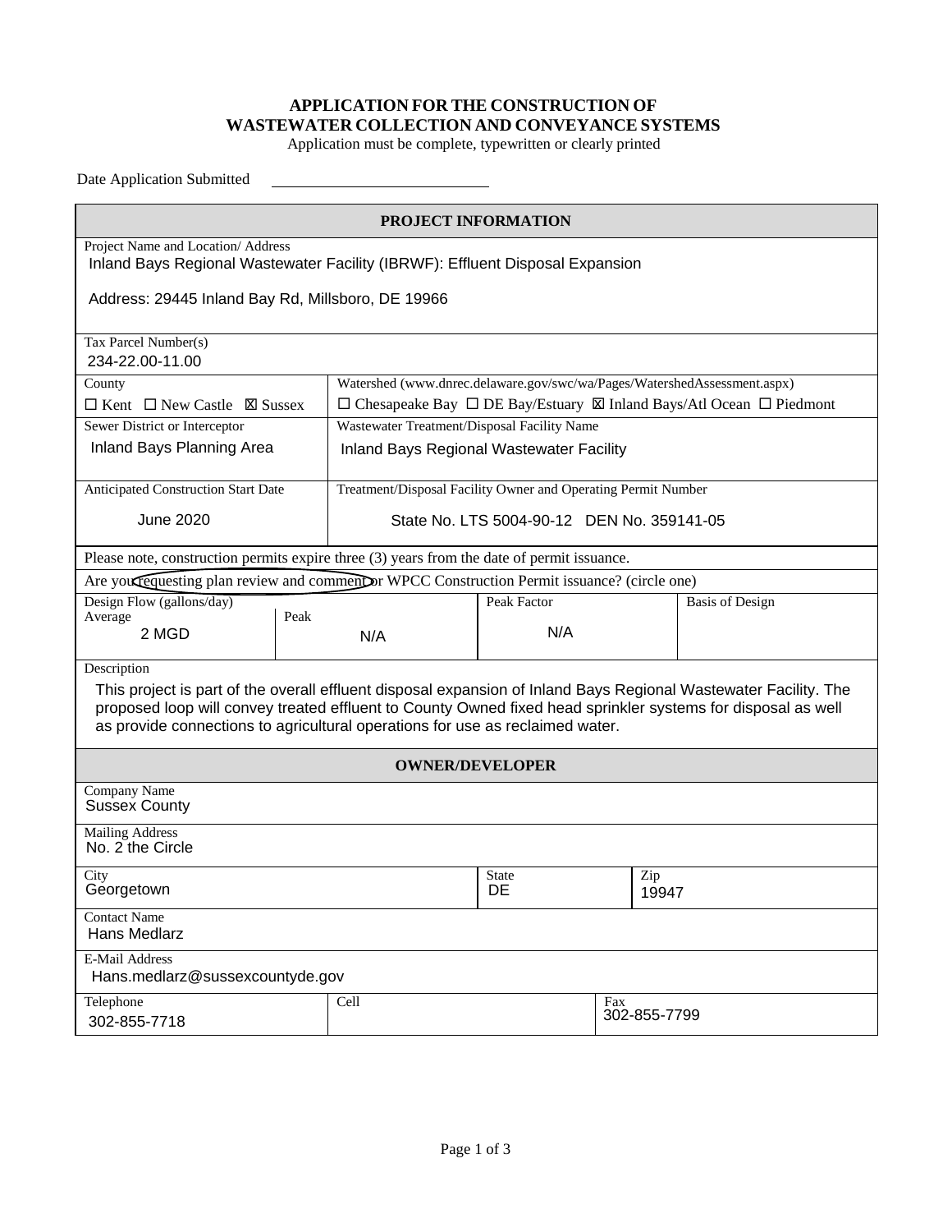# APPLICATION FOR THE CONSTRUCTION OF WASTEWATER COLLECTION AND CONVEYANCE SYSTEMS

Application must be complete, typewritten or clearly printed

Date Application Submitted ____________________

## PROJECT INFORMATION

**Project Name and Location/ Address**
Inland Bays Regional Wastewater Facility (IBRWF): Effluent Disposal Expansion

Address: 29445 Inland Bay Rd, Millsboro, DE 19966

**Tax Parcel Number(s)**
234-22.00-11.00

| County | Watershed (www.dnrec.delaware.gov/swc/wa/Pages/WatershedAssessment.aspx) |
|---|---|
| ☐ Kent ☐ New Castle ☒ Sussex | ☐ Chesapeake Bay ☐ DE Bay/Estuary ☒ Inland Bays/Atl Ocean ☐ Piedmont |

| Sewer District or Interceptor | Wastewater Treatment/Disposal Facility Name |
|---|---|
| Inland Bays Planning Area | Inland Bays Regional Wastewater Facility |

| Anticipated Construction Start Date | Treatment/Disposal Facility Owner and Operating Permit Number |
|---|---|
| June 2020 | State No. LTS 5004-90-12 DEN No. 359141-05 |

Please note, construction permits expire three (3) years from the date of permit issuance.

Are you **requesting plan review and comment** (circled) or WPCC Construction Permit issuance? (circle one)

| Design Flow (gallons/day) Average | Peak | Peak Factor | Basis of Design |
|---|---|---|---|
| 2 MGD | N/A | N/A | |

**Description**
This project is part of the overall effluent disposal expansion of Inland Bays Regional Wastewater Facility. The proposed loop will convey treated effluent to County Owned fixed head sprinkler systems for disposal as well as provide connections to agricultural operations for use as reclaimed water.

## OWNER/DEVELOPER

**Company Name**
Sussex County

**Mailing Address**
No. 2 the Circle

| City | State | Zip |
|---|---|---|
| Georgetown | DE | 19947 |

**Contact Name**
Hans Medlarz

**E-Mail Address**
Hans.medlarz@sussexcountyde.gov

| Telephone | Cell | Fax |
|---|---|---|
| 302-855-7718 | | 302-855-7799 |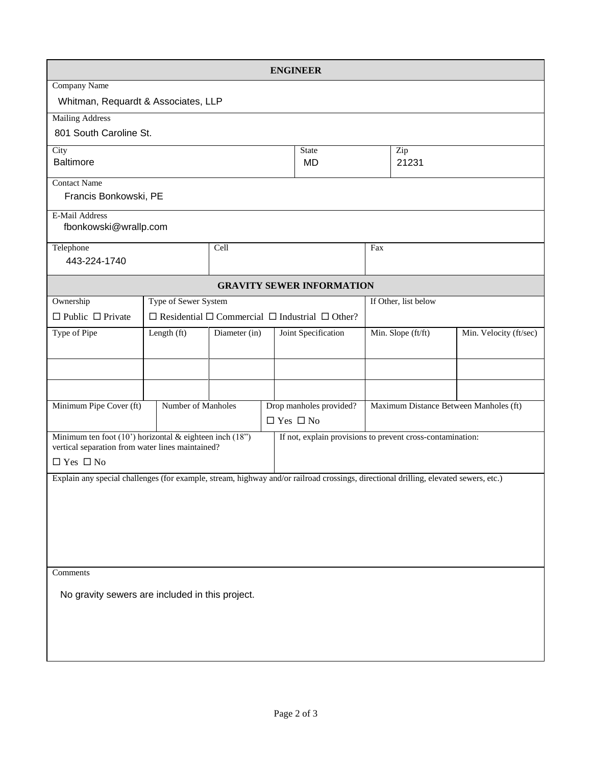## ENGINEER

| | | |
|---|---|---|
| Company Name<br>Whitman, Requardt & Associates, LLP | | |
| Mailing Address<br>801 South Caroline St. | | |
| City<br>Baltimore | State<br>MD | Zip<br>21231 |
| Contact Name<br>Francis Bonkowski, PE | | |
| E-Mail Address<br>fbonkowski@wrallp.com | | |
| Telephone<br>443-224-1740 | Cell | Fax |

## GRAVITY SEWER INFORMATION

| Ownership | Type of Sewer System | If Other, list below |
|---|---|---|
| ☐ Public ☐ Private | ☐ Residential ☐ Commercial ☐ Industrial ☐ Other? | |

| Type of Pipe | Length (ft) | Diameter (in) | Joint Specification | Min. Slope (ft/ft) | Min. Velocity (ft/sec) |
|---|---|---|---|---|---|
| | | | | | |
| | | | | | |
| | | | | | |

| Minimum Pipe Cover (ft) | Number of Manholes | Drop manholes provided? | Maximum Distance Between Manholes (ft) |
|---|---|---|---|
| | | ☐ Yes ☐ No | |

| Minimum ten foot (10') horizontal & eighteen inch (18") vertical separation from water lines maintained? | If not, explain provisions to prevent cross-contamination: |
|---|---|
| ☐ Yes ☐ No | |

Explain any special challenges (for example, stream, highway and/or railroad crossings, directional drilling, elevated sewers, etc.)

Comments

No gravity sewers are included in this project.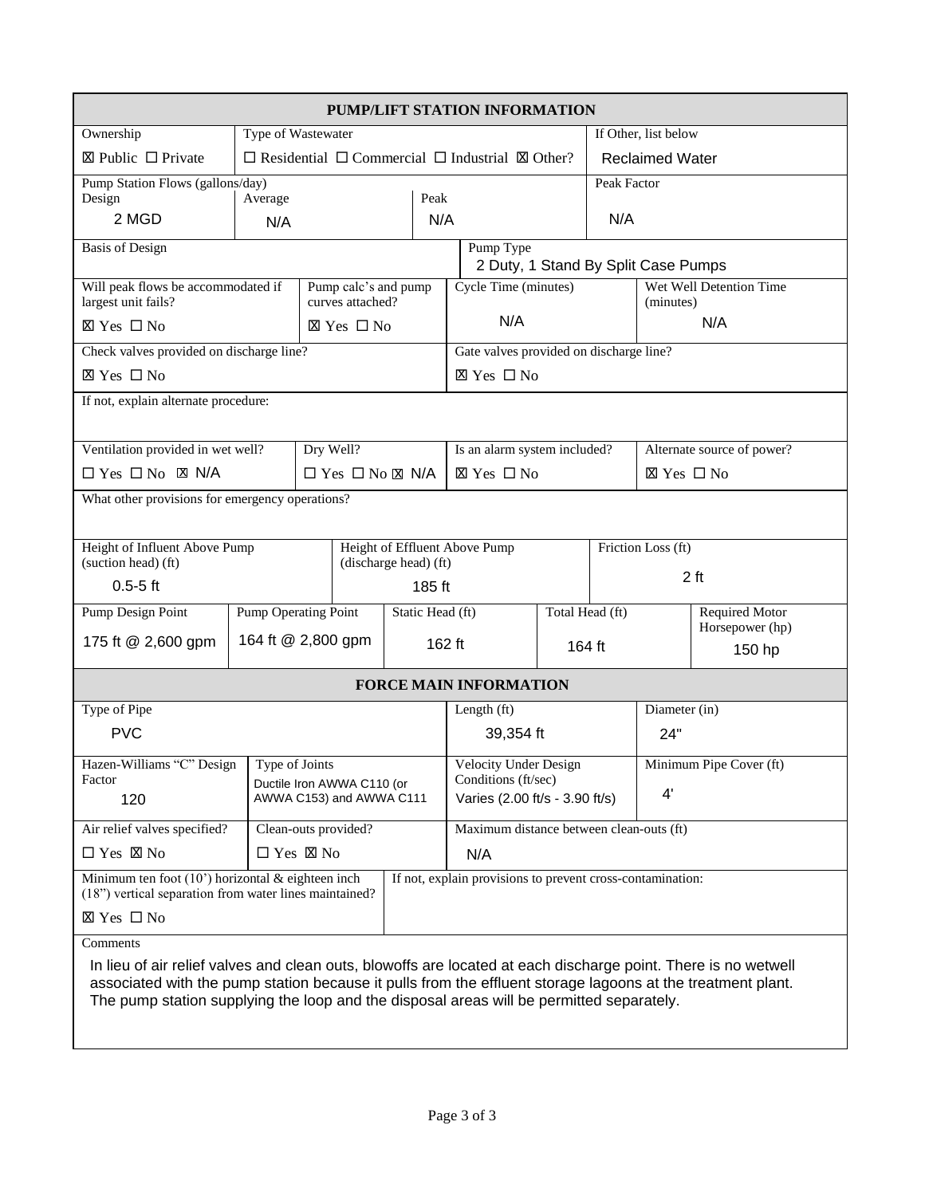## PUMP/LIFT STATION INFORMATION

| Ownership | Type of Wastewater | If Other, list below |
| --- | --- | --- |
| ☒ Public ☐ Private | ☐ Residential ☐ Commercial ☐ Industrial ☒ Other? | Reclaimed Water |

| Pump Station Flows (gallons/day) Design | Average | Peak | Peak Factor |
| --- | --- | --- | --- |
| 2 MGD | N/A | N/A | N/A |

| Basis of Design | Pump Type |
| --- | --- |
| | 2 Duty, 1 Stand By Split Case Pumps |

| Will peak flows be accommodated if largest unit fails? | Pump calc's and pump curves attached? | Cycle Time (minutes) | Wet Well Detention Time (minutes) |
| --- | --- | --- | --- |
| ☒ Yes ☐ No | ☒ Yes ☐ No | N/A | N/A |

| Check valves provided on discharge line? | Gate valves provided on discharge line? |
| --- | --- |
| ☒ Yes ☐ No | ☒ Yes ☐ No |

If not, explain alternate procedure:

| Ventilation provided in wet well? | Dry Well? | Is an alarm system included? | Alternate source of power? |
| --- | --- | --- | --- |
| ☐ Yes ☐ No ☒ N/A | ☐ Yes ☐ No ☒ N/A | ☒ Yes ☐ No | ☒ Yes ☐ No |

What other provisions for emergency operations?

| Height of Influent Above Pump (suction head) (ft) | Height of Effluent Above Pump (discharge head) (ft) | Friction Loss (ft) |
| --- | --- | --- |
| 0.5-5 ft | 185 ft | 2 ft |

| Pump Design Point | Pump Operating Point | Static Head (ft) | Total Head (ft) | Required Motor Horsepower (hp) |
| --- | --- | --- | --- | --- |
| 175 ft @ 2,600 gpm | 164 ft @ 2,800 gpm | 162 ft | 164 ft | 150 hp |

## FORCE MAIN INFORMATION

| Type of Pipe | Length (ft) | Diameter (in) |
| --- | --- | --- |
| PVC | 39,354 ft | 24" |

| Hazen-Williams "C" Design Factor | Type of Joints | Velocity Under Design Conditions (ft/sec) | Minimum Pipe Cover (ft) |
| --- | --- | --- | --- |
| 120 | Ductile Iron AWWA C110 (or AWWA C153) and AWWA C111 | Varies (2.00 ft/s - 3.90 ft/s) | 4' |

| Air relief valves specified? | Clean-outs provided? | Maximum distance between clean-outs (ft) |
| --- | --- | --- |
| ☐ Yes ☒ No | ☐ Yes ☒ No | N/A |

| Minimum ten foot (10') horizontal & eighteen inch (18") vertical separation from water lines maintained? | If not, explain provisions to prevent cross-contamination: |
| --- | --- |
| ☒ Yes ☐ No | |

Comments

In lieu of air relief valves and clean outs, blowoffs are located at each discharge point. There is no wetwell associated with the pump station because it pulls from the effluent storage lagoons at the treatment plant. The pump station supplying the loop and the disposal areas will be permitted separately.